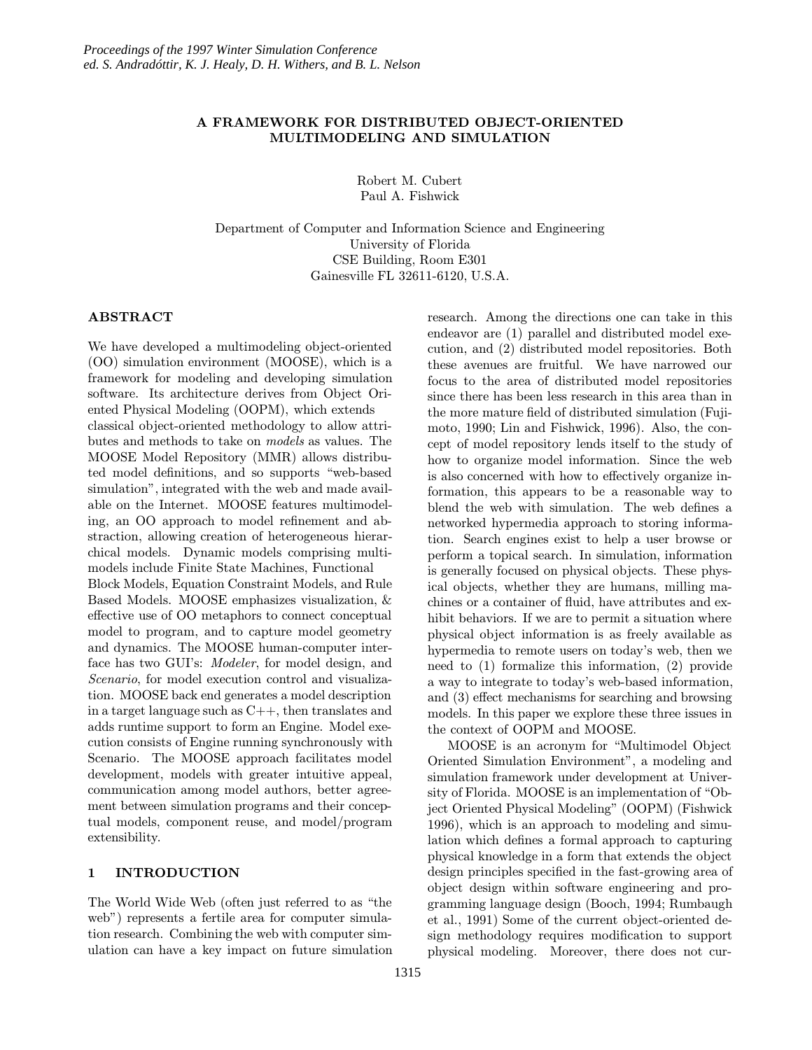# A FRAMEWORK FOR DISTRIBUTED OBJECT-ORIENTED MULTIMODELING AND SIMULATION

Robert M. Cubert
Paul A. Fishwick

Department of Computer and Information Science and Engineering
University of Florida
CSE Building, Room E301
Gainesville FL 32611-6120, U.S.A.

## ABSTRACT

We have developed a multimodeling object-oriented (OO) simulation environment (MOOSE), which is a framework for modeling and developing simulation software. Its architecture derives from Object Oriented Physical Modeling (OOPM), which extends classical object-oriented methodology to allow attributes and methods to take on *models* as values. The MOOSE Model Repository (MMR) allows distributed model definitions, and so supports "web-based simulation", integrated with the web and made available on the Internet. MOOSE features multimodeling, an OO approach to model refinement and abstraction, allowing creation of heterogeneous hierarchical models. Dynamic models comprising multimodels include Finite State Machines, Functional Block Models, Equation Constraint Models, and Rule Based Models. MOOSE emphasizes visualization, & effective use of OO metaphors to connect conceptual model to program, and to capture model geometry and dynamics. The MOOSE human-computer interface has two GUI's: *Modeler*, for model design, and *Scenario*, for model execution control and visualization. MOOSE back end generates a model description in a target language such as C++, then translates and adds runtime support to form an Engine. Model execution consists of Engine running synchronously with Scenario. The MOOSE approach facilitates model development, models with greater intuitive appeal, communication among model authors, better agreement between simulation programs and their conceptual models, component reuse, and model/program extensibility.

## 1 INTRODUCTION

The World Wide Web (often just referred to as "the web") represents a fertile area for computer simulation research. Combining the web with computer simulation can have a key impact on future simulation research. Among the directions one can take in this endeavor are (1) parallel and distributed model execution, and (2) distributed model repositories. Both these avenues are fruitful. We have narrowed our focus to the area of distributed model repositories since there has been less research in this area than in the more mature field of distributed simulation (Fujimoto, 1990; Lin and Fishwick, 1996). Also, the concept of model repository lends itself to the study of how to organize model information. Since the web is also concerned with how to effectively organize information, this appears to be a reasonable way to blend the web with simulation. The web defines a networked hypermedia approach to storing information. Search engines exist to help a user browse or perform a topical search. In simulation, information is generally focused on physical objects. These physical objects, whether they are humans, milling machines or a container of fluid, have attributes and exhibit behaviors. If we are to permit a situation where physical object information is as freely available as hypermedia to remote users on today's web, then we need to (1) formalize this information, (2) provide a way to integrate to today's web-based information, and (3) effect mechanisms for searching and browsing models. In this paper we explore these three issues in the context of OOPM and MOOSE.

MOOSE is an acronym for "Multimodel Object Oriented Simulation Environment", a modeling and simulation framework under development at University of Florida. MOOSE is an implementation of "Object Oriented Physical Modeling" (OOPM) (Fishwick 1996), which is an approach to modeling and simulation which defines a formal approach to capturing physical knowledge in a form that extends the object design principles specified in the fast-growing area of object design within software engineering and programming language design (Booch, 1994; Rumbaugh et al., 1991) Some of the current object-oriented design methodology requires modification to support physical modeling. Moreover, there does not cur-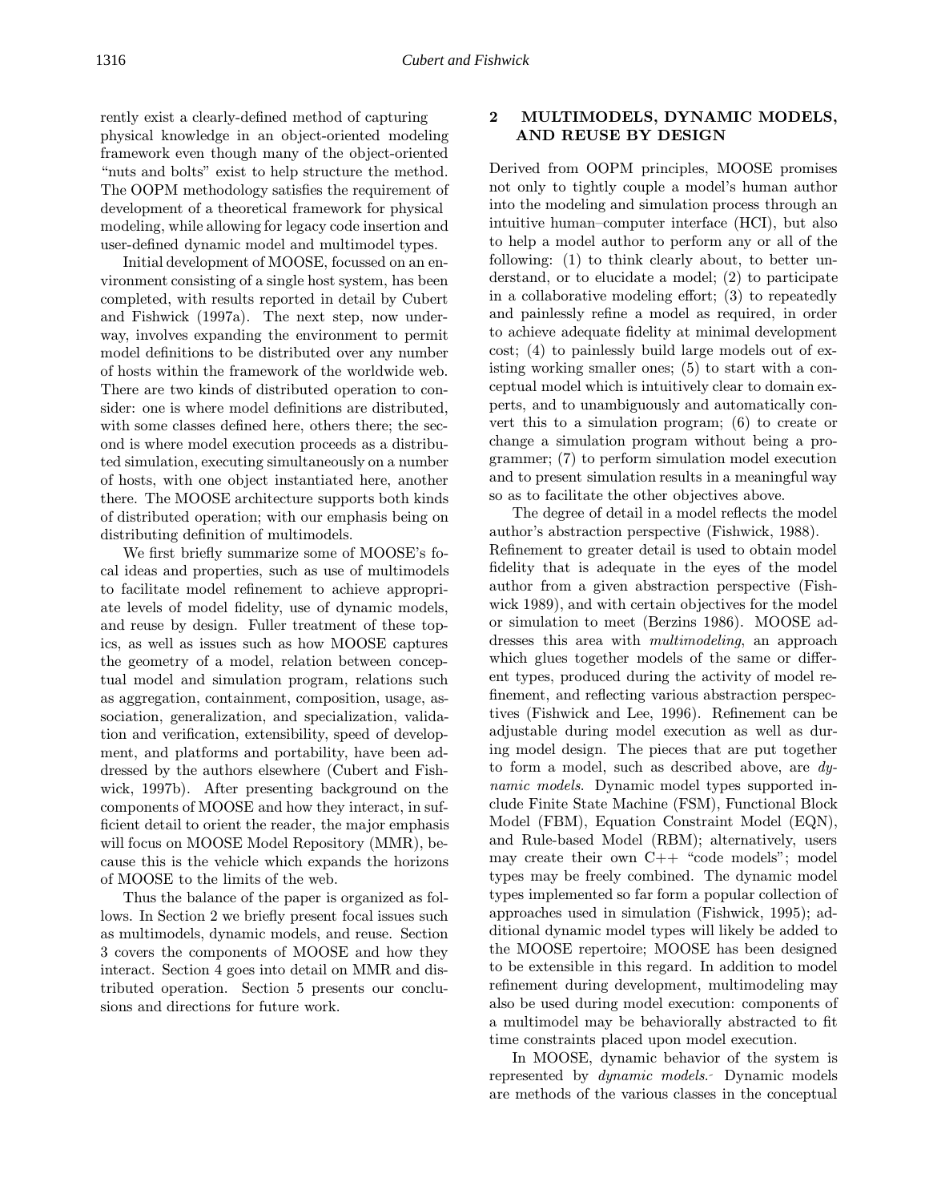rently exist a clearly-defined method of capturing physical knowledge in an object-oriented modeling framework even though many of the object-oriented "nuts and bolts" exist to help structure the method. The OOPM methodology satisfies the requirement of development of a theoretical framework for physical modeling, while allowing for legacy code insertion and user-defined dynamic model and multimodel types.

Initial development of MOOSE, focussed on an environment consisting of a single host system, has been completed, with results reported in detail by Cubert and Fishwick (1997a). The next step, now underway, involves expanding the environment to permit model definitions to be distributed over any number of hosts within the framework of the worldwide web. There are two kinds of distributed operation to consider: one is where model definitions are distributed, with some classes defined here, others there; the second is where model execution proceeds as a distributed simulation, executing simultaneously on a number of hosts, with one object instantiated here, another there. The MOOSE architecture supports both kinds of distributed operation; with our emphasis being on distributing definition of multimodels.

We first briefly summarize some of MOOSE's focal ideas and properties, such as use of multimodels to facilitate model refinement to achieve appropriate levels of model fidelity, use of dynamic models, and reuse by design. Fuller treatment of these topics, as well as issues such as how MOOSE captures the geometry of a model, relation between conceptual model and simulation program, relations such as aggregation, containment, composition, usage, association, generalization, and specialization, validation and verification, extensibility, speed of development, and platforms and portability, have been addressed by the authors elsewhere (Cubert and Fishwick, 1997b). After presenting background on the components of MOOSE and how they interact, in sufficient detail to orient the reader, the major emphasis will focus on MOOSE Model Repository (MMR), because this is the vehicle which expands the horizons of MOOSE to the limits of the web.

Thus the balance of the paper is organized as follows. In Section 2 we briefly present focal issues such as multimodels, dynamic models, and reuse. Section 3 covers the components of MOOSE and how they interact. Section 4 goes into detail on MMR and distributed operation. Section 5 presents our conclusions and directions for future work.

## 2 MULTIMODELS, DYNAMIC MODELS, AND REUSE BY DESIGN

Derived from OOPM principles, MOOSE promises not only to tightly couple a model's human author into the modeling and simulation process through an intuitive human–computer interface (HCI), but also to help a model author to perform any or all of the following: (1) to think clearly about, to better understand, or to elucidate a model; (2) to participate in a collaborative modeling effort; (3) to repeatedly and painlessly refine a model as required, in order to achieve adequate fidelity at minimal development cost; (4) to painlessly build large models out of existing working smaller ones; (5) to start with a conceptual model which is intuitively clear to domain experts, and to unambiguously and automatically convert this to a simulation program; (6) to create or change a simulation program without being a programmer; (7) to perform simulation model execution and to present simulation results in a meaningful way so as to facilitate the other objectives above.

The degree of detail in a model reflects the model author's abstraction perspective (Fishwick, 1988). Refinement to greater detail is used to obtain model fidelity that is adequate in the eyes of the model author from a given abstraction perspective (Fishwick 1989), and with certain objectives for the model or simulation to meet (Berzins 1986). MOOSE addresses this area with *multimodeling*, an approach which glues together models of the same or different types, produced during the activity of model refinement, and reflecting various abstraction perspectives (Fishwick and Lee, 1996). Refinement can be adjustable during model execution as well as during model design. The pieces that are put together to form a model, such as described above, are *dynamic models*. Dynamic model types supported include Finite State Machine (FSM), Functional Block Model (FBM), Equation Constraint Model (EQN), and Rule-based Model (RBM); alternatively, users may create their own C++ "code models"; model types may be freely combined. The dynamic model types implemented so far form a popular collection of approaches used in simulation (Fishwick, 1995); additional dynamic model types will likely be added to the MOOSE repertoire; MOOSE has been designed to be extensible in this regard. In addition to model refinement during development, multimodeling may also be used during model execution: components of a multimodel may be behaviorally abstracted to fit time constraints placed upon model execution.

In MOOSE, dynamic behavior of the system is represented by *dynamic models*. Dynamic models are methods of the various classes in the conceptual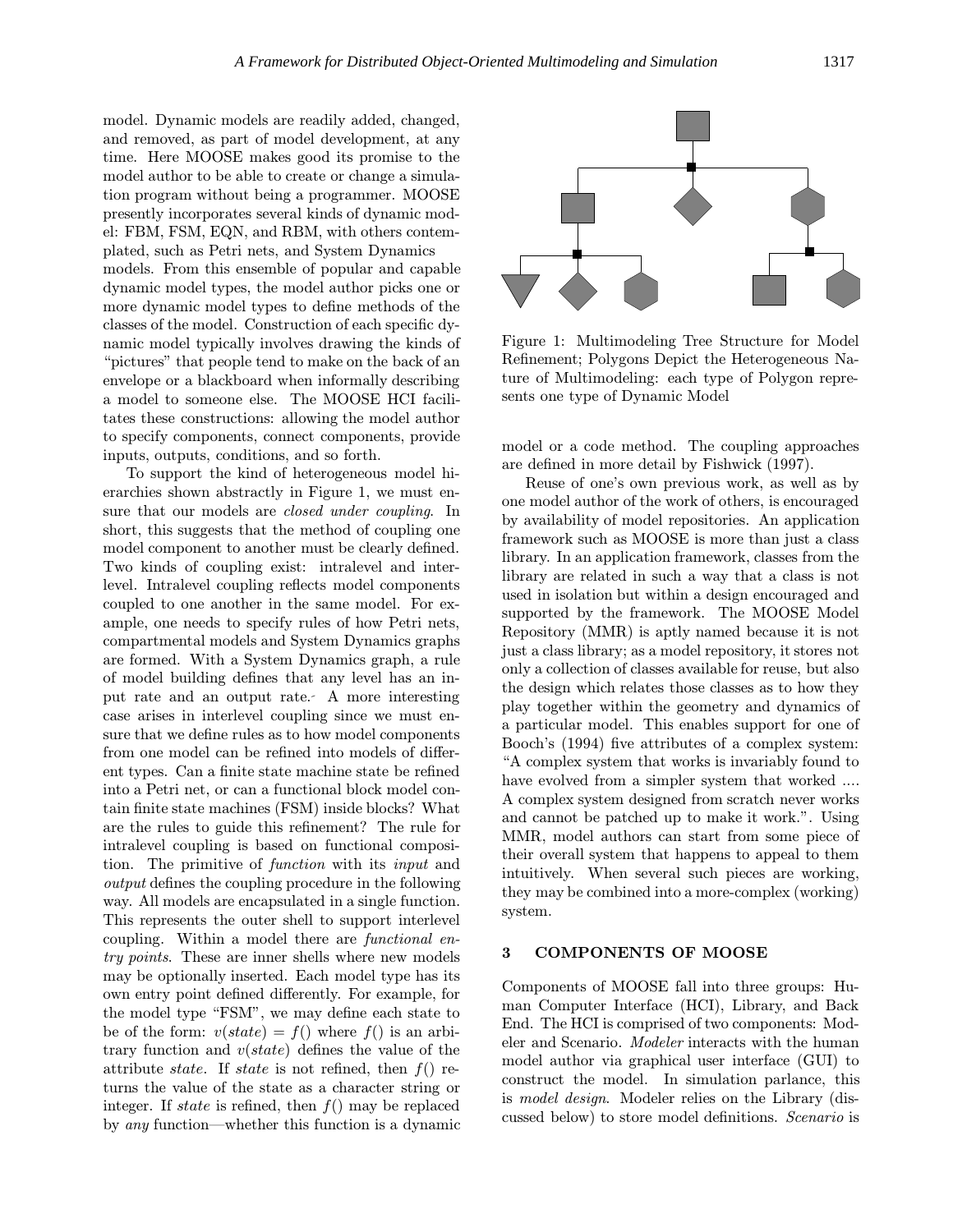model. Dynamic models are readily added, changed, and removed, as part of model development, at any time. Here MOOSE makes good its promise to the model author to be able to create or change a simulation program without being a programmer. MOOSE presently incorporates several kinds of dynamic model: FBM, FSM, EQN, and RBM, with others contemplated, such as Petri nets, and System Dynamics models. From this ensemble of popular and capable dynamic model types, the model author picks one or more dynamic model types to define methods of the classes of the model. Construction of each specific dynamic model typically involves drawing the kinds of "pictures" that people tend to make on the back of an envelope or a blackboard when informally describing a model to someone else. The MOOSE HCI facilitates these constructions: allowing the model author to specify components, connect components, provide inputs, outputs, conditions, and so forth.

To support the kind of heterogeneous model hierarchies shown abstractly in Figure 1, we must ensure that our models are *closed under coupling*. In short, this suggests that the method of coupling one model component to another must be clearly defined. Two kinds of coupling exist: intralevel and interlevel. Intralevel coupling reflects model components coupled to one another in the same model. For example, one needs to specify rules of how Petri nets, compartmental models and System Dynamics graphs are formed. With a System Dynamics graph, a rule of model building defines that any level has an input rate and an output rate. A more interesting case arises in interlevel coupling since we must ensure that we define rules as to how model components from one model can be refined into models of different types. Can a finite state machine state be refined into a Petri net, or can a functional block model contain finite state machines (FSM) inside blocks? What are the rules to guide this refinement? The rule for intralevel coupling is based on functional composition. The primitive of *function* with its *input* and *output* defines the coupling procedure in the following way. All models are encapsulated in a single function. This represents the outer shell to support interlevel coupling. Within a model there are *functional entry points*. These are inner shells where new models may be optionally inserted. Each model type has its own entry point defined differently. For example, for the model type "FSM", we may define each state to be of the form: $v(state) = f()$ where $f()$ is an arbitrary function and $v(state)$ defines the value of the attribute *state*. If *state* is not refined, then $f()$ returns the value of the state as a character string or integer. If *state* is refined, then $f()$ may be replaced by *any* function—whether this function is a dynamic model or a code method. The coupling approaches are defined in more detail by Fishwick (1997).

Figure 1: Multimodeling Tree Structure for Model Refinement; Polygons Depict the Heterogeneous Nature of Multimodeling: each type of Polygon represents one type of Dynamic Model

Reuse of one's own previous work, as well as by one model author of the work of others, is encouraged by availability of model repositories. An application framework such as MOOSE is more than just a class library. In an application framework, classes from the library are related in such a way that a class is not used in isolation but within a design encouraged and supported by the framework. The MOOSE Model Repository (MMR) is aptly named because it is not just a class library; as a model repository, it stores not only a collection of classes available for reuse, but also the design which relates those classes as to how they play together within the geometry and dynamics of a particular model. This enables support for one of Booch's (1994) five attributes of a complex system: "A complex system that works is invariably found to have evolved from a simpler system that worked .... A complex system designed from scratch never works and cannot be patched up to make it work.". Using MMR, model authors can start from some piece of their overall system that happens to appeal to them intuitively. When several such pieces are working, they may be combined into a more-complex (working) system.

## 3 COMPONENTS OF MOOSE

Components of MOOSE fall into three groups: Human Computer Interface (HCI), Library, and Back End. The HCI is comprised of two components: Modeler and Scenario. *Modeler* interacts with the human model author via graphical user interface (GUI) to construct the model. In simulation parlance, this is *model design*. Modeler relies on the Library (discussed below) to store model definitions. *Scenario* is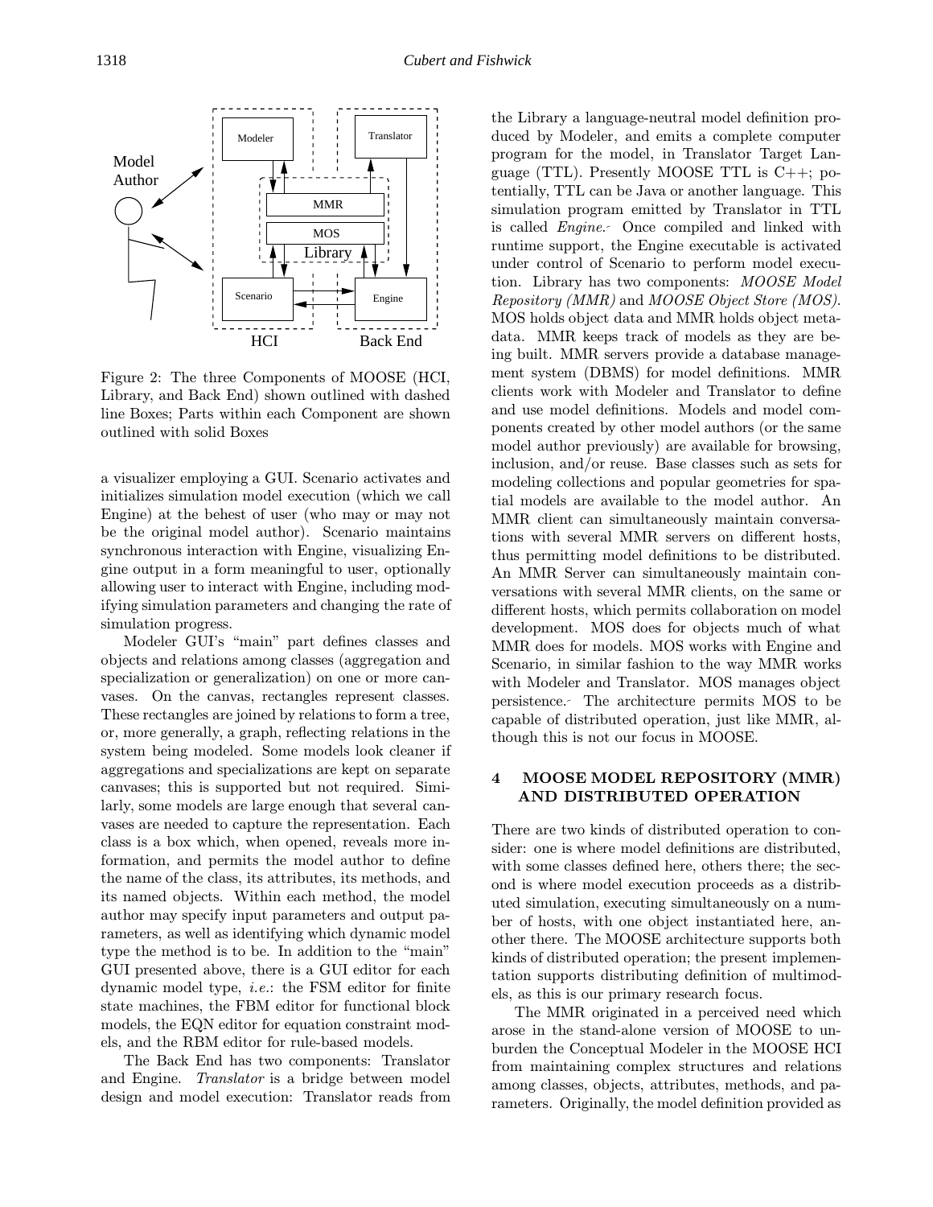Figure 2: The three Components of MOOSE (HCI, Library, and Back End) shown outlined with dashed line Boxes; Parts within each Component are shown outlined with solid Boxes

a visualizer employing a GUI. Scenario activates and initializes simulation model execution (which we call Engine) at the behest of user (who may or may not be the original model author). Scenario maintains synchronous interaction with Engine, visualizing Engine output in a form meaningful to user, optionally allowing user to interact with Engine, including modifying simulation parameters and changing the rate of simulation progress.

Modeler GUI's "main" part defines classes and objects and relations among classes (aggregation and specialization or generalization) on one or more canvases. On the canvas, rectangles represent classes. These rectangles are joined by relations to form a tree, or, more generally, a graph, reflecting relations in the system being modeled. Some models look cleaner if aggregations and specializations are kept on separate canvases; this is supported but not required. Similarly, some models are large enough that several canvases are needed to capture the representation. Each class is a box which, when opened, reveals more information, and permits the model author to define the name of the class, its attributes, its methods, and its named objects. Within each method, the model author may specify input parameters and output parameters, as well as identifying which dynamic model type the method is to be. In addition to the "main" GUI presented above, there is a GUI editor for each dynamic model type, *i.e.*: the FSM editor for finite state machines, the FBM editor for functional block models, the EQN editor for equation constraint models, and the RBM editor for rule-based models.

The Back End has two components: Translator and Engine. *Translator* is a bridge between model design and model execution: Translator reads from the Library a language-neutral model definition produced by Modeler, and emits a complete computer program for the model, in Translator Target Language (TTL). Presently MOOSE TTL is C++; potentially, TTL can be Java or another language. This simulation program emitted by Translator in TTL is called *Engine*. Once compiled and linked with runtime support, the Engine executable is activated under control of Scenario to perform model execution. Library has two components: *MOOSE Model Repository (MMR)* and *MOOSE Object Store (MOS)*. MOS holds object data and MMR holds object metadata. MMR keeps track of models as they are being built. MMR servers provide a database management system (DBMS) for model definitions. MMR clients work with Modeler and Translator to define and use model definitions. Models and model components created by other model authors (or the same model author previously) are available for browsing, inclusion, and/or reuse. Base classes such as sets for modeling collections and popular geometries for spatial models are available to the model author. An MMR client can simultaneously maintain conversations with several MMR servers on different hosts, thus permitting model definitions to be distributed. An MMR Server can simultaneously maintain conversations with several MMR clients, on the same or different hosts, which permits collaboration on model development. MOS does for objects much of what MMR does for models. MOS works with Engine and Scenario, in similar fashion to the way MMR works with Modeler and Translator. MOS manages object persistence. The architecture permits MOS to be capable of distributed operation, just like MMR, although this is not our focus in MOOSE.

## 4 MOOSE MODEL REPOSITORY (MMR) AND DISTRIBUTED OPERATION

There are two kinds of distributed operation to consider: one is where model definitions are distributed, with some classes defined here, others there; the second is where model execution proceeds as a distributed simulation, executing simultaneously on a number of hosts, with one object instantiated here, another there. The MOOSE architecture supports both kinds of distributed operation; the present implementation supports distributing definition of multimodels, as this is our primary research focus.

The MMR originated in a perceived need which arose in the stand-alone version of MOOSE to unburden the Conceptual Modeler in the MOOSE HCI from maintaining complex structures and relations among classes, objects, attributes, methods, and parameters. Originally, the model definition provided as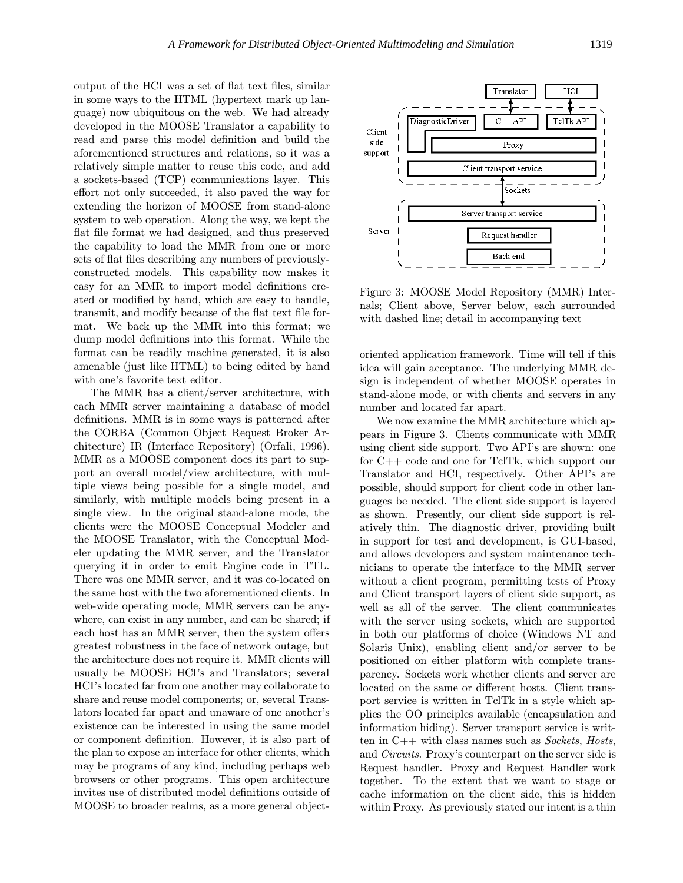output of the HCI was a set of flat text files, similar in some ways to the HTML (hypertext mark up language) now ubiquitous on the web. We had already developed in the MOOSE Translator a capability to read and parse this model definition and build the aforementioned structures and relations, so it was a relatively simple matter to reuse this code, and add a sockets-based (TCP) communications layer. This effort not only succeeded, it also paved the way for extending the horizon of MOOSE from stand-alone system to web operation. Along the way, we kept the flat file format we had designed, and thus preserved the capability to load the MMR from one or more sets of flat files describing any numbers of previously-constructed models. This capability now makes it easy for an MMR to import model definitions created or modified by hand, which are easy to handle, transmit, and modify because of the flat text file format. We back up the MMR into this format; we dump model definitions into this format. While the format can be readily machine generated, it is also amenable (just like HTML) to being edited by hand with one's favorite text editor.

The MMR has a client/server architecture, with each MMR server maintaining a database of model definitions. MMR is in some ways is patterned after the CORBA (Common Object Request Broker Architecture) IR (Interface Repository) (Orfali, 1996). MMR as a MOOSE component does its part to support an overall model/view architecture, with multiple views being possible for a single model, and similarly, with multiple models being present in a single view. In the original stand-alone mode, the clients were the MOOSE Conceptual Modeler and the MOOSE Translator, with the Conceptual Modeler updating the MMR server, and the Translator querying it in order to emit Engine code in TTL. There was one MMR server, and it was co-located on the same host with the two aforementioned clients. In web-wide operating mode, MMR servers can be anywhere, can exist in any number, and can be shared; if each host has an MMR server, then the system offers greatest robustness in the face of network outage, but the architecture does not require it. MMR clients will usually be MOOSE HCI's and Translators; several HCI's located far from one another may collaborate to share and reuse model components; or, several Translators located far apart and unaware of one another's existence can be interested in using the same model or component definition. However, it is also part of the plan to expose an interface for other clients, which may be programs of any kind, including perhaps web browsers or other programs. This open architecture invites use of distributed model definitions outside of MOOSE to broader realms, as a more general object-oriented application framework. Time will tell if this idea will gain acceptance. The underlying MMR design is independent of whether MOOSE operates in stand-alone mode, or with clients and servers in any number and located far apart.

Figure 3: MOOSE Model Repository (MMR) Internals; Client above, Server below, each surrounded with dashed line; detail in accompanying text

We now examine the MMR architecture which appears in Figure 3. Clients communicate with MMR using client side support. Two API's are shown: one for C++ code and one for TclTk, which support our Translator and HCI, respectively. Other API's are possible, should support for client code in other languages be needed. The client side support is layered as shown. Presently, our client side support is relatively thin. The diagnostic driver, providing built in support for test and development, is GUI-based, and allows developers and system maintenance technicians to operate the interface to the MMR server without a client program, permitting tests of Proxy and Client transport layers of client side support, as well as all of the server. The client communicates with the server using sockets, which are supported in both our platforms of choice (Windows NT and Solaris Unix), enabling client and/or server to be positioned on either platform with complete transparency. Sockets work whether clients and server are located on the same or different hosts. Client transport service is written in TclTk in a style which applies the OO principles available (encapsulation and information hiding). Server transport service is written in C++ with class names such as *Sockets*, *Hosts*, and *Circuits*. Proxy's counterpart on the server side is Request handler. Proxy and Request Handler work together. To the extent that we want to stage or cache information on the client side, this is hidden within Proxy. As previously stated our intent is a thin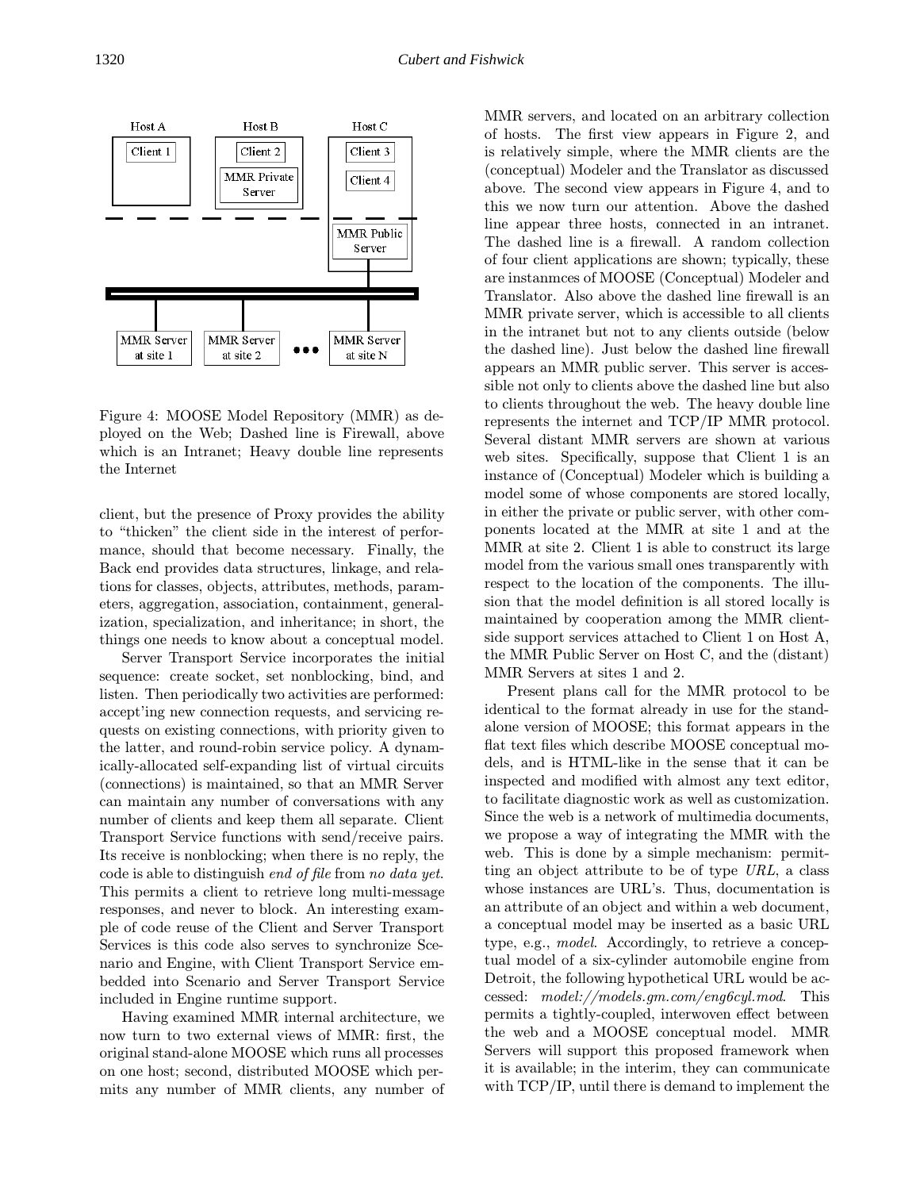Figure 4: MOOSE Model Repository (MMR) as deployed on the Web; Dashed line is Firewall, above which is an Intranet; Heavy double line represents the Internet

client, but the presence of Proxy provides the ability to "thicken" the client side in the interest of performance, should that become necessary. Finally, the Back end provides data structures, linkage, and relations for classes, objects, attributes, methods, parameters, aggregation, association, containment, generalization, specialization, and inheritance; in short, the things one needs to know about a conceptual model.

Server Transport Service incorporates the initial sequence: create socket, set nonblocking, bind, and listen. Then periodically two activities are performed: accept'ing new connection requests, and servicing requests on existing connections, with priority given to the latter, and round-robin service policy. A dynamically-allocated self-expanding list of virtual circuits (connections) is maintained, so that an MMR Server can maintain any number of conversations with any number of clients and keep them all separate. Client Transport Service functions with send/receive pairs. Its receive is nonblocking; when there is no reply, the code is able to distinguish *end of file* from *no data yet*. This permits a client to retrieve long multi-message responses, and never to block. An interesting example of code reuse of the Client and Server Transport Services is this code also serves to synchronize Scenario and Engine, with Client Transport Service embedded into Scenario and Server Transport Service included in Engine runtime support.

Having examined MMR internal architecture, we now turn to two external views of MMR: first, the original stand-alone MOOSE which runs all processes on one host; second, distributed MOOSE which permits any number of MMR clients, any number of MMR servers, and located on an arbitrary collection of hosts. The first view appears in Figure 2, and is relatively simple, where the MMR clients are the (conceptual) Modeler and the Translator as discussed above. The second view appears in Figure 4, and to this we now turn our attention. Above the dashed line appear three hosts, connected in an intranet. The dashed line is a firewall. A random collection of four client applications are shown; typically, these are instanmces of MOOSE (Conceptual) Modeler and Translator. Also above the dashed line firewall is an MMR private server, which is accessible to all clients in the intranet but not to any clients outside (below the dashed line). Just below the dashed line firewall appears an MMR public server. This server is accessible not only to clients above the dashed line but also to clients throughout the web. The heavy double line represents the internet and TCP/IP MMR protocol. Several distant MMR servers are shown at various web sites. Specifically, suppose that Client 1 is an instance of (Conceptual) Modeler which is building a model some of whose components are stored locally, in either the private or public server, with other components located at the MMR at site 1 and at the MMR at site 2. Client 1 is able to construct its large model from the various small ones transparently with respect to the location of the components. The illusion that the model definition is all stored locally is maintained by cooperation among the MMR client-side support services attached to Client 1 on Host A, the MMR Public Server on Host C, and the (distant) MMR Servers at sites 1 and 2.

Present plans call for the MMR protocol to be identical to the format already in use for the stand-alone version of MOOSE; this format appears in the flat text files which describe MOOSE conceptual models, and is HTML-like in the sense that it can be inspected and modified with almost any text editor, to facilitate diagnostic work as well as customization. Since the web is a network of multimedia documents, we propose a way of integrating the MMR with the web. This is done by a simple mechanism: permitting an object attribute to be of type *URL*, a class whose instances are URL's. Thus, documentation is an attribute of an object and within a web document, a conceptual model may be inserted as a basic URL type, e.g., *model*. Accordingly, to retrieve a conceptual model of a six-cylinder automobile engine from Detroit, the following hypothetical URL would be accessed: *model://models.gm.com/eng6cyl.mod*. This permits a tightly-coupled, interwoven effect between the web and a MOOSE conceptual model. MMR Servers will support this proposed framework when it is available; in the interim, they can communicate with TCP/IP, until there is demand to implement the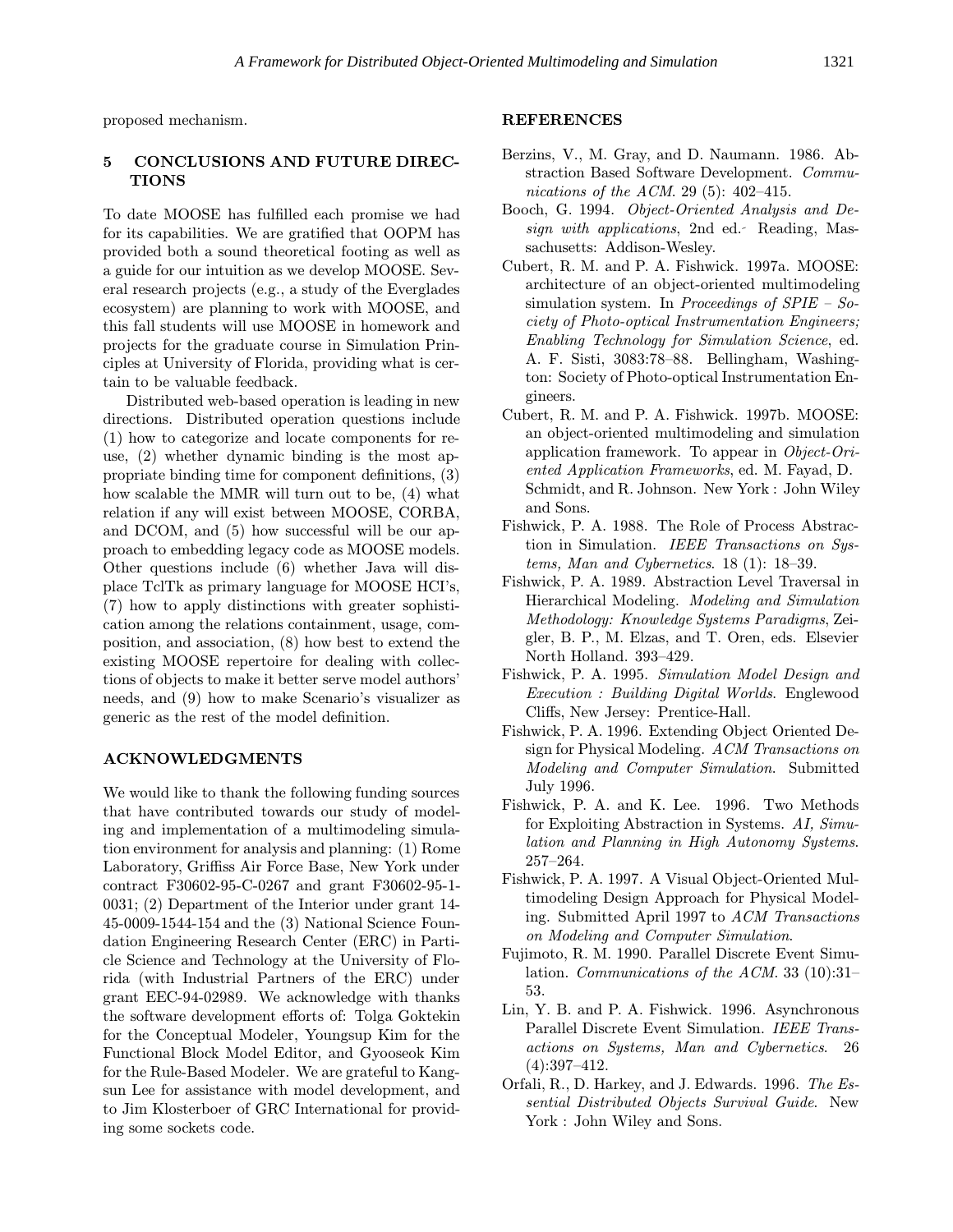proposed mechanism.

## 5 CONCLUSIONS AND FUTURE DIRECTIONS

To date MOOSE has fulfilled each promise we had for its capabilities. We are gratified that OOPM has provided both a sound theoretical footing as well as a guide for our intuition as we develop MOOSE. Several research projects (e.g., a study of the Everglades ecosystem) are planning to work with MOOSE, and this fall students will use MOOSE in homework and projects for the graduate course in Simulation Principles at University of Florida, providing what is certain to be valuable feedback.

Distributed web-based operation is leading in new directions. Distributed operation questions include (1) how to categorize and locate components for reuse, (2) whether dynamic binding is the most appropriate binding time for component definitions, (3) how scalable the MMR will turn out to be, (4) what relation if any will exist between MOOSE, CORBA, and DCOM, and (5) how successful will be our approach to embedding legacy code as MOOSE models. Other questions include (6) whether Java will displace TclTk as primary language for MOOSE HCI's, (7) how to apply distinctions with greater sophistication among the relations containment, usage, composition, and association, (8) how best to extend the existing MOOSE repertoire for dealing with collections of objects to make it better serve model authors' needs, and (9) how to make Scenario's visualizer as generic as the rest of the model definition.

## ACKNOWLEDGMENTS

We would like to thank the following funding sources that have contributed towards our study of modeling and implementation of a multimodeling simulation environment for analysis and planning: (1) Rome Laboratory, Griffiss Air Force Base, New York under contract F30602-95-C-0267 and grant F30602-95-1-0031; (2) Department of the Interior under grant 14-45-0009-1544-154 and the (3) National Science Foundation Engineering Research Center (ERC) in Particle Science and Technology at the University of Florida (with Industrial Partners of the ERC) under grant EEC-94-02989. We acknowledge with thanks the software development efforts of: Tolga Goktekin for the Conceptual Modeler, Youngsup Kim for the Functional Block Model Editor, and Gyooseok Kim for the Rule-Based Modeler. We are grateful to Kangsun Lee for assistance with model development, and to Jim Klosterboer of GRC International for providing some sockets code.

## REFERENCES

Berzins, V., M. Gray, and D. Naumann. 1986. Abstraction Based Software Development. *Communications of the ACM.* 29 (5): 402–415.

Booch, G. 1994. *Object-Oriented Analysis and Design with applications*, 2nd ed. Reading, Massachusetts: Addison-Wesley.

Cubert, R. M. and P. A. Fishwick. 1997a. MOOSE: architecture of an object-oriented multimodeling simulation system. In *Proceedings of SPIE – Society of Photo-optical Instrumentation Engineers; Enabling Technology for Simulation Science*, ed. A. F. Sisti, 3083:78–88. Bellingham, Washington: Society of Photo-optical Instrumentation Engineers.

Cubert, R. M. and P. A. Fishwick. 1997b. MOOSE: an object-oriented multimodeling and simulation application framework. To appear in *Object-Oriented Application Frameworks*, ed. M. Fayad, D. Schmidt, and R. Johnson. New York : John Wiley and Sons.

Fishwick, P. A. 1988. The Role of Process Abstraction in Simulation. *IEEE Transactions on Systems, Man and Cybernetics*. 18 (1): 18–39.

Fishwick, P. A. 1989. Abstraction Level Traversal in Hierarchical Modeling. *Modeling and Simulation Methodology: Knowledge Systems Paradigms*, Zeigler, B. P., M. Elzas, and T. Oren, eds. Elsevier North Holland. 393–429.

Fishwick, P. A. 1995. *Simulation Model Design and Execution : Building Digital Worlds*. Englewood Cliffs, New Jersey: Prentice-Hall.

Fishwick, P. A. 1996. Extending Object Oriented Design for Physical Modeling. *ACM Transactions on Modeling and Computer Simulation*. Submitted July 1996.

Fishwick, P. A. and K. Lee. 1996. Two Methods for Exploiting Abstraction in Systems. *AI, Simulation and Planning in High Autonomy Systems*. 257–264.

Fishwick, P. A. 1997. A Visual Object-Oriented Multimodeling Design Approach for Physical Modeling. Submitted April 1997 to *ACM Transactions on Modeling and Computer Simulation*.

Fujimoto, R. M. 1990. Parallel Discrete Event Simulation. *Communications of the ACM.* 33 (10):31–53.

Lin, Y. B. and P. A. Fishwick. 1996. Asynchronous Parallel Discrete Event Simulation. *IEEE Transactions on Systems, Man and Cybernetics*. 26 (4):397–412.

Orfali, R., D. Harkey, and J. Edwards. 1996. *The Essential Distributed Objects Survival Guide*. New York : John Wiley and Sons.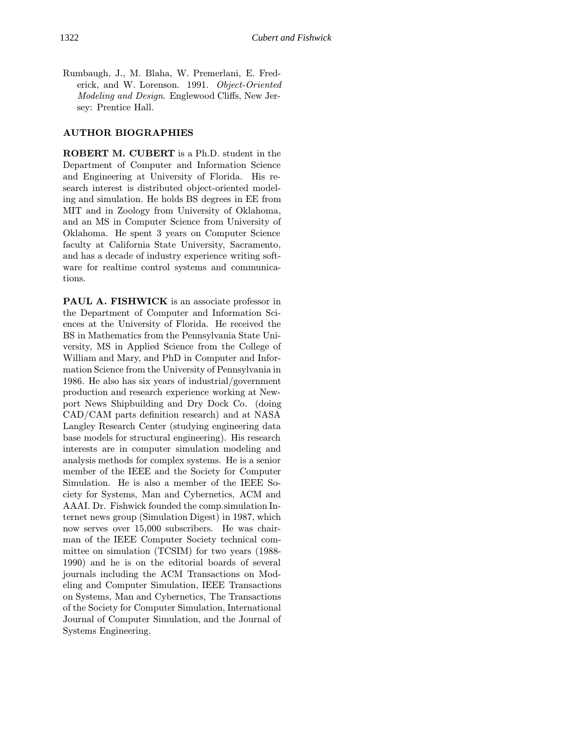Rumbaugh, J., M. Blaha, W. Premerlani, E. Frederick, and W. Lorenson. 1991. *Object-Oriented Modeling and Design*. Englewood Cliffs, New Jersey: Prentice Hall.

## AUTHOR BIOGRAPHIES

**ROBERT M. CUBERT** is a Ph.D. student in the Department of Computer and Information Science and Engineering at University of Florida. His research interest is distributed object-oriented modeling and simulation. He holds BS degrees in EE from MIT and in Zoology from University of Oklahoma, and an MS in Computer Science from University of Oklahoma. He spent 3 years on Computer Science faculty at California State University, Sacramento, and has a decade of industry experience writing software for realtime control systems and communications.

**PAUL A. FISHWICK** is an associate professor in the Department of Computer and Information Sciences at the University of Florida. He received the BS in Mathematics from the Pennsylvania State University, MS in Applied Science from the College of William and Mary, and PhD in Computer and Information Science from the University of Pennsylvania in 1986. He also has six years of industrial/government production and research experience working at Newport News Shipbuilding and Dry Dock Co. (doing CAD/CAM parts definition research) and at NASA Langley Research Center (studying engineering data base models for structural engineering). His research interests are in computer simulation modeling and analysis methods for complex systems. He is a senior member of the IEEE and the Society for Computer Simulation. He is also a member of the IEEE Society for Systems, Man and Cybernetics, ACM and AAAI. Dr. Fishwick founded the comp.simulation Internet news group (Simulation Digest) in 1987, which now serves over 15,000 subscribers. He was chairman of the IEEE Computer Society technical committee on simulation (TCSIM) for two years (1988-1990) and he is on the editorial boards of several journals including the ACM Transactions on Modeling and Computer Simulation, IEEE Transactions on Systems, Man and Cybernetics, The Transactions of the Society for Computer Simulation, International Journal of Computer Simulation, and the Journal of Systems Engineering.